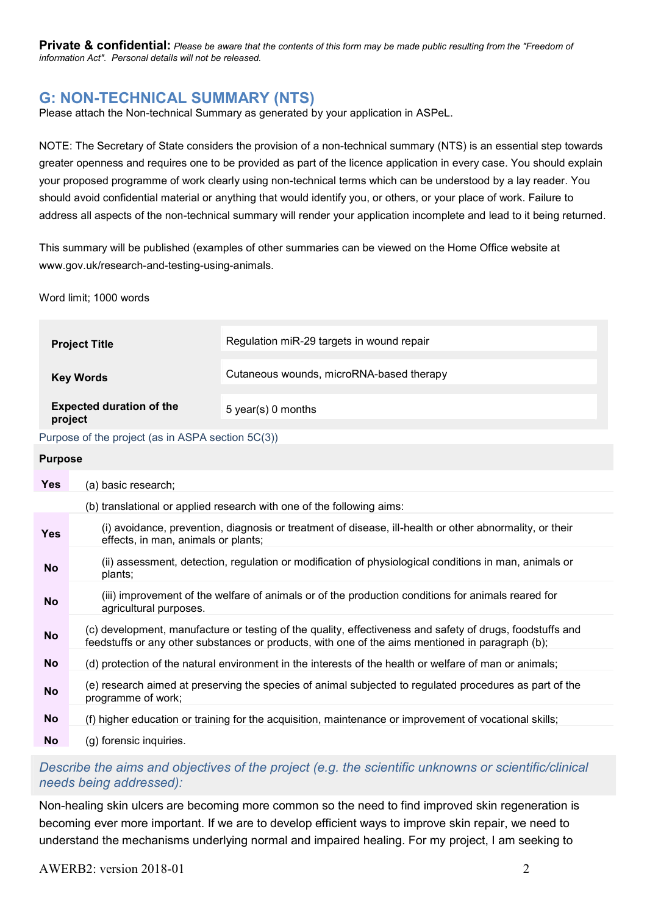**Private & confidential:** *Please be aware that the contents of this form may be made public resulting from the "Freedom of information Act". Personal details will not be released.*

## G: NON-TECHNICAL SUMMARY (NTS)

Please attach the Non-technical Summary as generated by your application in ASPeL.

NOTE: The Secretary of State considers the provision of a non-technical summary (NTS) is an essential step towards greater openness and requires one to be provided as part of the licence application in every case. You should explain your proposed programme of work clearly using non-technical terms which can be understood by a lay reader. You should avoid confidential material or anything that would identify you, or others, or your place of work. Failure to address all aspects of the non-technical summary will render your application incomplete and lead to it being returned.

This summary will be published (examples of other summaries can be viewed on the Home Office website at www.gov.uk/research-and-testing-using-animals.

Word limit; 1000 words

| | |
|---|---|
| **Project Title** | Regulation miR-29 targets in wound repair |
| **Key Words** | Cutaneous wounds, microRNA-based therapy |
| **Expected duration of the project** | 5 year(s) 0 months |

Purpose of the project (as in ASPA section 5C(3))

| **Purpose** | |
|---|---|
| **Yes** | (a) basic research; |
| | (b) translational or applied research with one of the following aims: |
| **Yes** | (i) avoidance, prevention, diagnosis or treatment of disease, ill-health or other abnormality, or their effects, in man, animals or plants; |
| **No** | (ii) assessment, detection, regulation or modification of physiological conditions in man, animals or plants; |
| **No** | (iii) improvement of the welfare of animals or of the production conditions for animals reared for agricultural purposes. |
| **No** | (c) development, manufacture or testing of the quality, effectiveness and safety of drugs, foodstuffs and feedstuffs or any other substances or products, with one of the aims mentioned in paragraph (b); |
| **No** | (d) protection of the natural environment in the interests of the health or welfare of man or animals; |
| **No** | (e) research aimed at preserving the species of animal subjected to regulated procedures as part of the programme of work; |
| **No** | (f) higher education or training for the acquisition, maintenance or improvement of vocational skills; |
| **No** | (g) forensic inquiries. |

*Describe the aims and objectives of the project (e.g. the scientific unknowns or scientific/clinical needs being addressed):*

Non-healing skin ulcers are becoming more common so the need to find improved skin regeneration is becoming ever more important. If we are to develop efficient ways to improve skin repair, we need to understand the mechanisms underlying normal and impaired healing. For my project, I am seeking to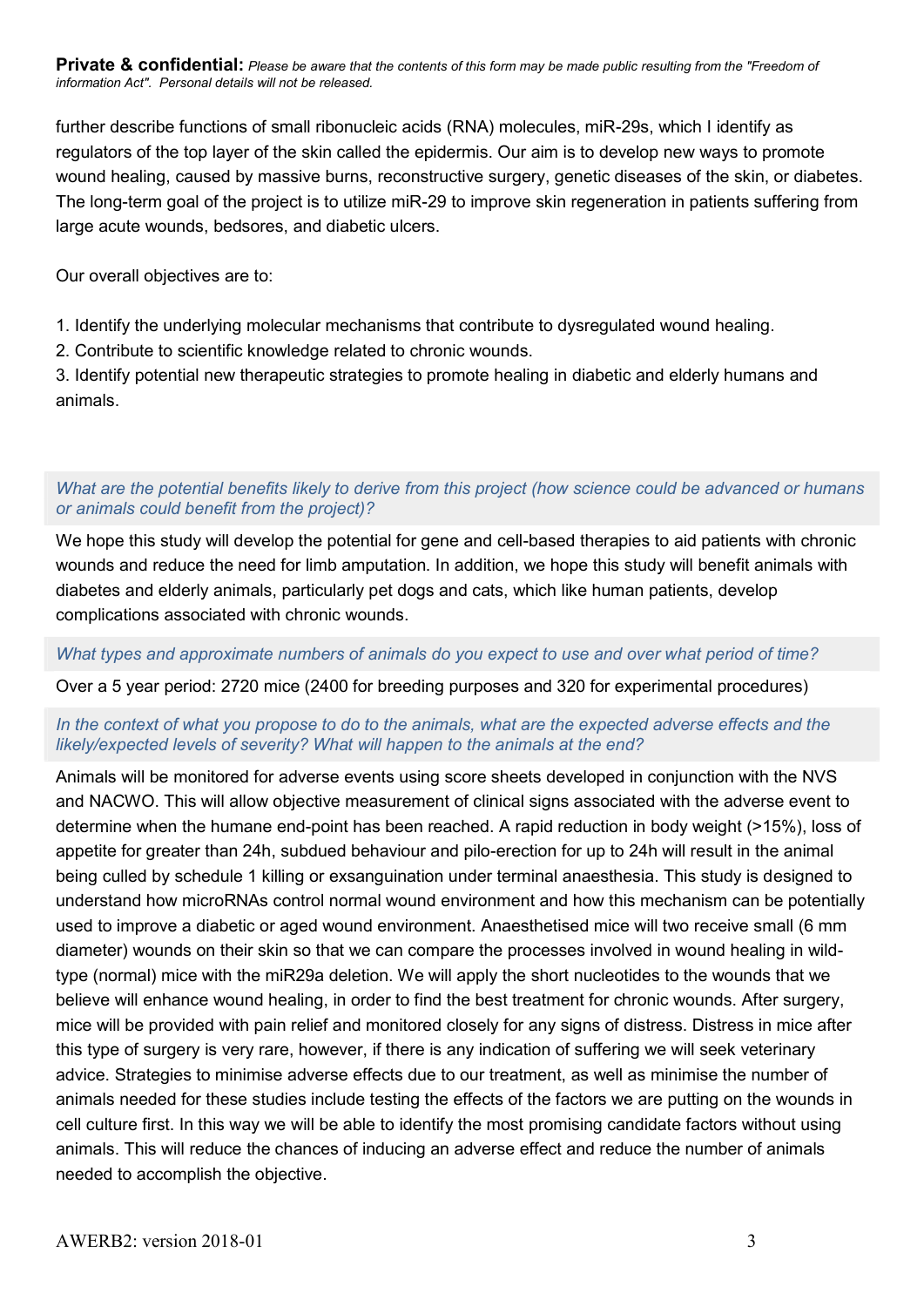**Private & confidential:** *Please be aware that the contents of this form may be made public resulting from the "Freedom of information Act". Personal details will not be released.*

further describe functions of small ribonucleic acids (RNA) molecules, miR-29s, which I identify as regulators of the top layer of the skin called the epidermis. Our aim is to develop new ways to promote wound healing, caused by massive burns, reconstructive surgery, genetic diseases of the skin, or diabetes. The long-term goal of the project is to utilize miR-29 to improve skin regeneration in patients suffering from large acute wounds, bedsores, and diabetic ulcers.

Our overall objectives are to:

1. Identify the underlying molecular mechanisms that contribute to dysregulated wound healing.
2. Contribute to scientific knowledge related to chronic wounds.
3. Identify potential new therapeutic strategies to promote healing in diabetic and elderly humans and animals.

*What are the potential benefits likely to derive from this project (how science could be advanced or humans or animals could benefit from the project)?*

We hope this study will develop the potential for gene and cell-based therapies to aid patients with chronic wounds and reduce the need for limb amputation. In addition, we hope this study will benefit animals with diabetes and elderly animals, particularly pet dogs and cats, which like human patients, develop complications associated with chronic wounds.

*What types and approximate numbers of animals do you expect to use and over what period of time?*

Over a 5 year period: 2720 mice (2400 for breeding purposes and 320 for experimental procedures)

*In the context of what you propose to do to the animals, what are the expected adverse effects and the likely/expected levels of severity? What will happen to the animals at the end?*

Animals will be monitored for adverse events using score sheets developed in conjunction with the NVS and NACWO. This will allow objective measurement of clinical signs associated with the adverse event to determine when the humane end-point has been reached. A rapid reduction in body weight (>15%), loss of appetite for greater than 24h, subdued behaviour and pilo-erection for up to 24h will result in the animal being culled by schedule 1 killing or exsanguination under terminal anaesthesia. This study is designed to understand how microRNAs control normal wound environment and how this mechanism can be potentially used to improve a diabetic or aged wound environment. Anaesthetised mice will two receive small (6 mm diameter) wounds on their skin so that we can compare the processes involved in wound healing in wild-type (normal) mice with the miR29a deletion. We will apply the short nucleotides to the wounds that we believe will enhance wound healing, in order to find the best treatment for chronic wounds. After surgery, mice will be provided with pain relief and monitored closely for any signs of distress. Distress in mice after this type of surgery is very rare, however, if there is any indication of suffering we will seek veterinary advice. Strategies to minimise adverse effects due to our treatment, as well as minimise the number of animals needed for these studies include testing the effects of the factors we are putting on the wounds in cell culture first. In this way we will be able to identify the most promising candidate factors without using animals. This will reduce the chances of inducing an adverse effect and reduce the number of animals needed to accomplish the objective.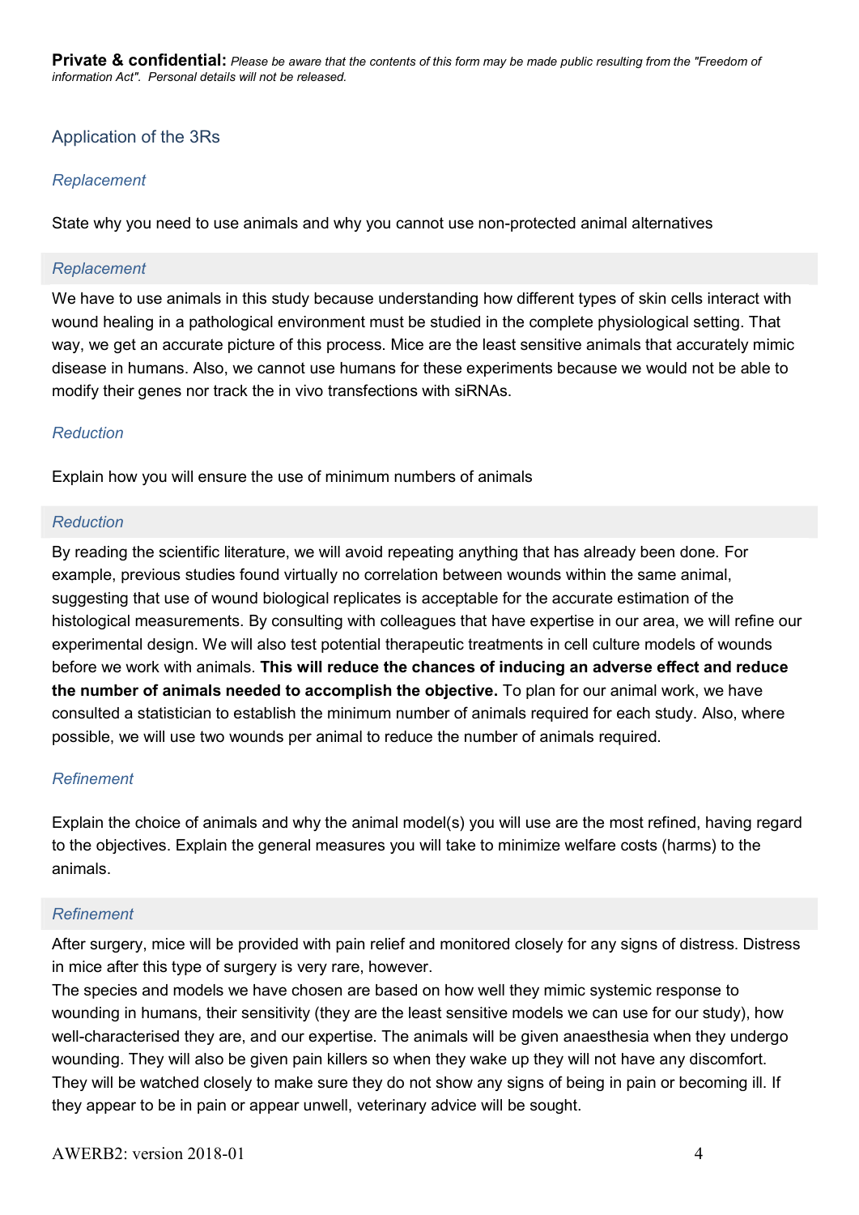**Private & confidential:** *Please be aware that the contents of this form may be made public resulting from the "Freedom of information Act". Personal details will not be released.*

## Application of the 3Rs

### *Replacement*

State why you need to use animals and why you cannot use non-protected animal alternatives

### *Replacement*

We have to use animals in this study because understanding how different types of skin cells interact with wound healing in a pathological environment must be studied in the complete physiological setting. That way, we get an accurate picture of this process. Mice are the least sensitive animals that accurately mimic disease in humans. Also, we cannot use humans for these experiments because we would not be able to modify their genes nor track the in vivo transfections with siRNAs.

### *Reduction*

Explain how you will ensure the use of minimum numbers of animals

### *Reduction*

By reading the scientific literature, we will avoid repeating anything that has already been done. For example, previous studies found virtually no correlation between wounds within the same animal, suggesting that use of wound biological replicates is acceptable for the accurate estimation of the histological measurements. By consulting with colleagues that have expertise in our area, we will refine our experimental design. We will also test potential therapeutic treatments in cell culture models of wounds before we work with animals. **This will reduce the chances of inducing an adverse effect and reduce the number of animals needed to accomplish the objective.** To plan for our animal work, we have consulted a statistician to establish the minimum number of animals required for each study. Also, where possible, we will use two wounds per animal to reduce the number of animals required.

### *Refinement*

Explain the choice of animals and why the animal model(s) you will use are the most refined, having regard to the objectives. Explain the general measures you will take to minimize welfare costs (harms) to the animals.

### *Refinement*

After surgery, mice will be provided with pain relief and monitored closely for any signs of distress. Distress in mice after this type of surgery is very rare, however.
The species and models we have chosen are based on how well they mimic systemic response to wounding in humans, their sensitivity (they are the least sensitive models we can use for our study), how well-characterised they are, and our expertise. The animals will be given anaesthesia when they undergo wounding. They will also be given pain killers so when they wake up they will not have any discomfort. They will be watched closely to make sure they do not show any signs of being in pain or becoming ill. If they appear to be in pain or appear unwell, veterinary advice will be sought.

AWERB2: version 2018-01